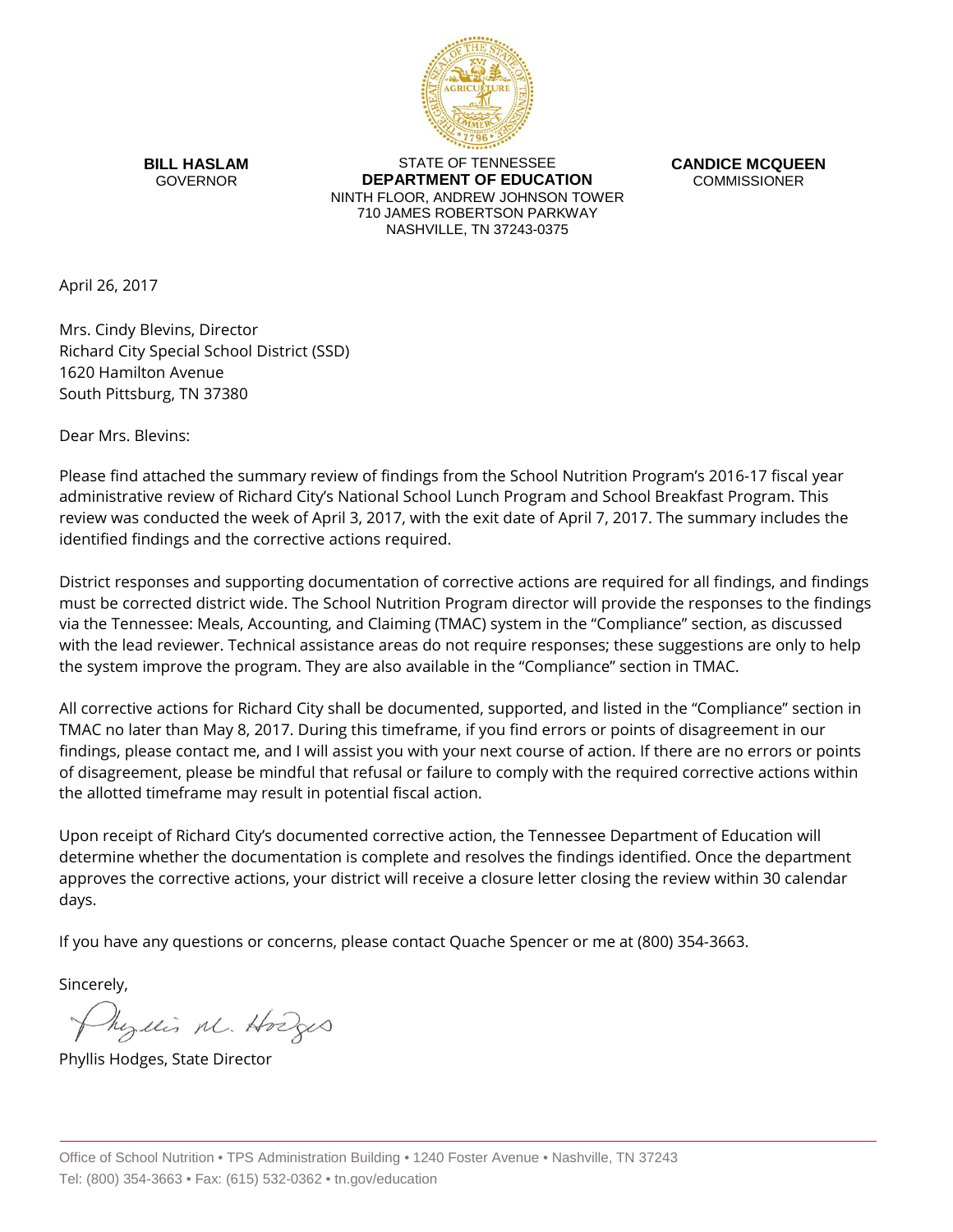**BILL HASLAM**
GOVERNOR

STATE OF TENNESSEE
**DEPARTMENT OF EDUCATION**
NINTH FLOOR, ANDREW JOHNSON TOWER
710 JAMES ROBERTSON PARKWAY
NASHVILLE, TN 37243-0375

**CANDICE MCQUEEN**
COMMISSIONER

April 26, 2017

Mrs. Cindy Blevins, Director
Richard City Special School District (SSD)
1620 Hamilton Avenue
South Pittsburg, TN 37380

Dear Mrs. Blevins:

Please find attached the summary review of findings from the School Nutrition Program's 2016-17 fiscal year administrative review of Richard City's National School Lunch Program and School Breakfast Program. This review was conducted the week of April 3, 2017, with the exit date of April 7, 2017. The summary includes the identified findings and the corrective actions required.

District responses and supporting documentation of corrective actions are required for all findings, and findings must be corrected district wide. The School Nutrition Program director will provide the responses to the findings via the Tennessee: Meals, Accounting, and Claiming (TMAC) system in the "Compliance" section, as discussed with the lead reviewer. Technical assistance areas do not require responses; these suggestions are only to help the system improve the program. They are also available in the "Compliance" section in TMAC.

All corrective actions for Richard City shall be documented, supported, and listed in the "Compliance" section in TMAC no later than May 8, 2017. During this timeframe, if you find errors or points of disagreement in our findings, please contact me, and I will assist you with your next course of action. If there are no errors or points of disagreement, please be mindful that refusal or failure to comply with the required corrective actions within the allotted timeframe may result in potential fiscal action.

Upon receipt of Richard City's documented corrective action, the Tennessee Department of Education will determine whether the documentation is complete and resolves the findings identified. Once the department approves the corrective actions, your district will receive a closure letter closing the review within 30 calendar days.

If you have any questions or concerns, please contact Quache Spencer or me at (800) 354-3663.

Sincerely,

Phyllis M. Hodges

Phyllis Hodges, State Director

Office of School Nutrition • TPS Administration Building • 1240 Foster Avenue • Nashville, TN 37243
Tel: (800) 354-3663 • Fax: (615) 532-0362 • tn.gov/education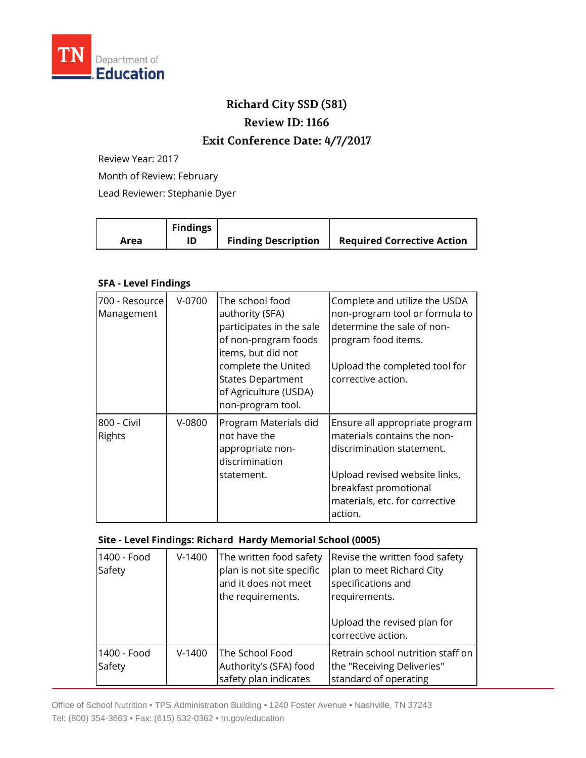# Richard City SSD (581)

## Review ID: 1166

## Exit Conference Date: 4/7/2017

Review Year: 2017

Month of Review: February

Lead Reviewer: Stephanie Dyer

| Area | Findings ID | Finding Description | Required Corrective Action |
|---|---|---|---|

**SFA - Level Findings**

| Area | Findings ID | Finding Description | Required Corrective Action |
|---|---|---|---|
| 700 - Resource Management | V-0700 | The school food authority (SFA) participates in the sale of non-program foods items, but did not complete the United States Department of Agriculture (USDA) non-program tool. | Complete and utilize the USDA non-program tool or formula to determine the sale of non-program food items.<br><br>Upload the completed tool for corrective action. |
| 800 - Civil Rights | V-0800 | Program Materials did not have the appropriate non-discrimination statement. | Ensure all appropriate program materials contains the non-discrimination statement.<br><br>Upload revised website links, breakfast promotional materials, etc. for corrective action. |

**Site - Level Findings: Richard Hardy Memorial School (0005)**

| Area | Findings ID | Finding Description | Required Corrective Action |
|---|---|---|---|
| 1400 - Food Safety | V-1400 | The written food safety plan is not site specific and it does not meet the requirements. | Revise the written food safety plan to meet Richard City specifications and requirements.<br><br>Upload the revised plan for corrective action. |
| 1400 - Food Safety | V-1400 | The School Food Authority's (SFA) food safety plan indicates | Retrain school nutrition staff on the "Receiving Deliveries" standard of operating |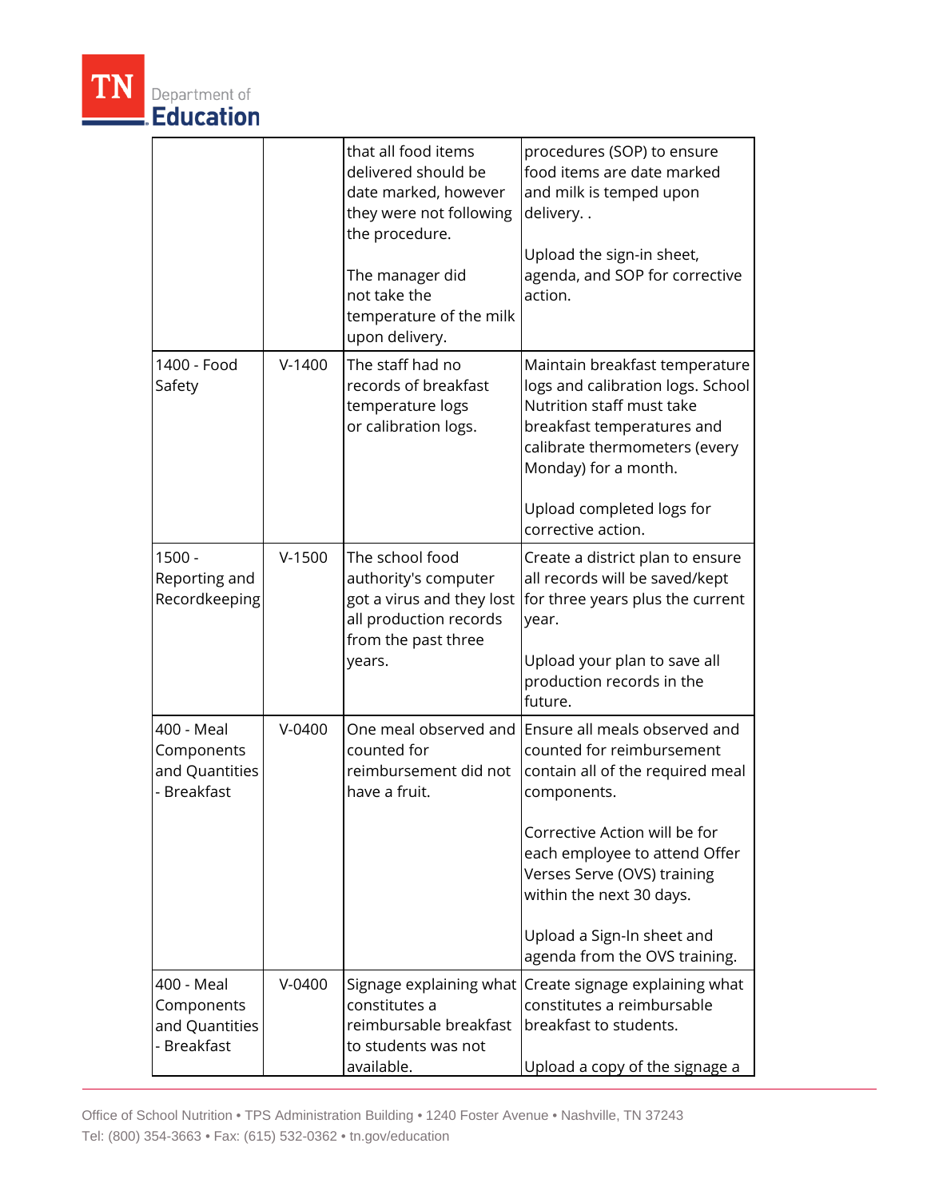| | | that all food items delivered should be date marked, however they were not following the procedure.<br><br>The manager did not take the temperature of the milk upon delivery. | procedures (SOP) to ensure food items are date marked and milk is temped upon delivery. .<br><br>Upload the sign-in sheet, agenda, and SOP for corrective action. |
|---|---|---|---|
| 1400 - Food Safety | V-1400 | The staff had no records of breakfast temperature logs or calibration logs. | Maintain breakfast temperature logs and calibration logs. School Nutrition staff must take breakfast temperatures and calibrate thermometers (every Monday) for a month.<br><br>Upload completed logs for corrective action. |
| 1500 - Reporting and Recordkeeping | V-1500 | The school food authority's computer got a virus and they lost all production records from the past three years. | Create a district plan to ensure all records will be saved/kept for three years plus the current year.<br><br>Upload your plan to save all production records in the future. |
| 400 - Meal Components and Quantities - Breakfast | V-0400 | One meal observed and counted for reimbursement did not have a fruit. | Ensure all meals observed and counted for reimbursement contain all of the required meal components.<br><br>Corrective Action will be for each employee to attend Offer Verses Serve (OVS) training within the next 30 days.<br><br>Upload a Sign-In sheet and agenda from the OVS training. |
| 400 - Meal Components and Quantities - Breakfast | V-0400 | Signage explaining what constitutes a reimbursable breakfast to students was not available. | Create signage explaining what constitutes a reimbursable breakfast to students.<br><br>Upload a copy of the signage a |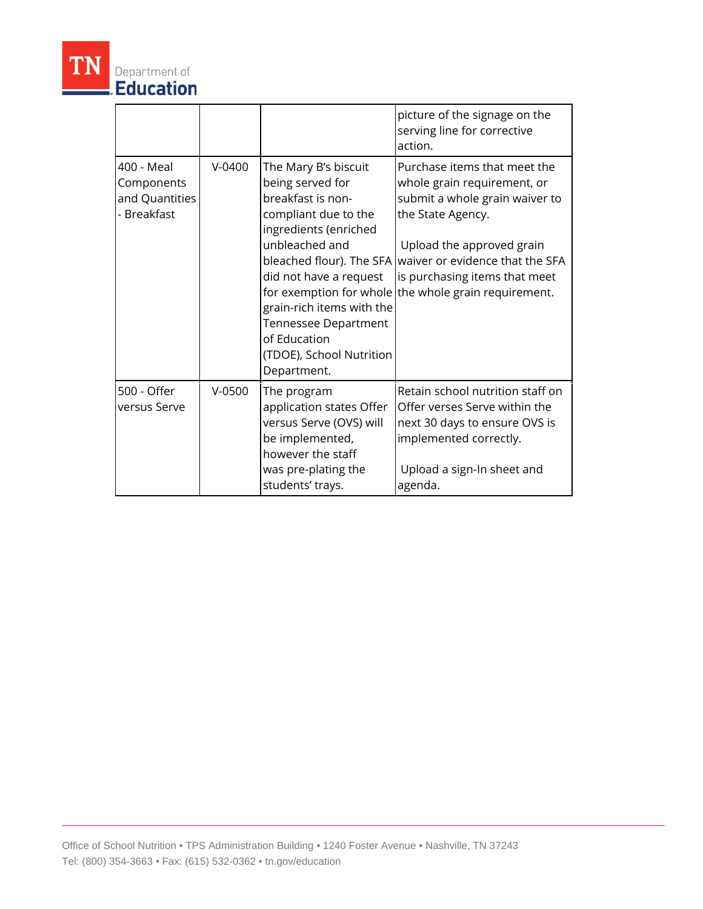| | | | |
|---|---|---|---|
| | | | picture of the signage on the serving line for corrective action. |
| 400 - Meal Components and Quantities - Breakfast | V-0400 | The Mary B's biscuit being served for breakfast is non-compliant due to the ingredients (enriched unbleached and bleached flour). The SFA did not have a request for exemption for whole grain-rich items with the Tennessee Department of Education (TDOE), School Nutrition Department. | Purchase items that meet the whole grain requirement, or submit a whole grain waiver to the State Agency.<br><br>Upload the approved grain waiver or evidence that the SFA is purchasing items that meet the whole grain requirement. |
| 500 - Offer versus Serve | V-0500 | The program application states Offer versus Serve (OVS) will be implemented, however the staff was pre-plating the students' trays. | Retain school nutrition staff on Offer verses Serve within the next 30 days to ensure OVS is implemented correctly.<br><br>Upload a sign-In sheet and agenda. |